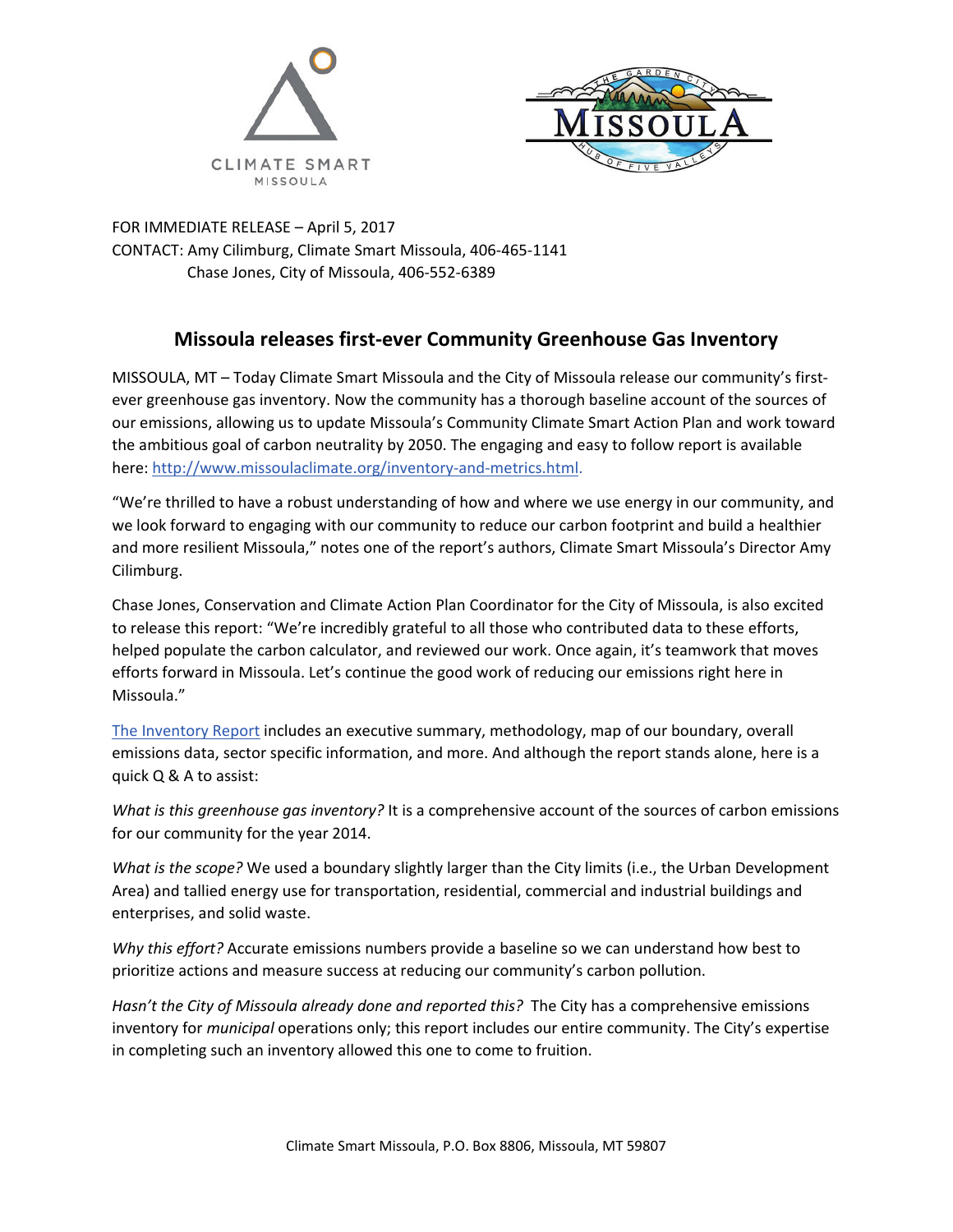FOR IMMEDIATE RELEASE – April 5, 2017
CONTACT: Amy Cilimburg, Climate Smart Missoula, 406-465-1141
Chase Jones, City of Missoula, 406-552-6389

## Missoula releases first-ever Community Greenhouse Gas Inventory

MISSOULA, MT – Today Climate Smart Missoula and the City of Missoula release our community's first-ever greenhouse gas inventory. Now the community has a thorough baseline account of the sources of our emissions, allowing us to update Missoula's Community Climate Smart Action Plan and work toward the ambitious goal of carbon neutrality by 2050. The engaging and easy to follow report is available here: http://www.missoulaclimate.org/inventory-and-metrics.html.

"We're thrilled to have a robust understanding of how and where we use energy in our community, and we look forward to engaging with our community to reduce our carbon footprint and build a healthier and more resilient Missoula," notes one of the report's authors, Climate Smart Missoula's Director Amy Cilimburg.

Chase Jones, Conservation and Climate Action Plan Coordinator for the City of Missoula, is also excited to release this report: "We're incredibly grateful to all those who contributed data to these efforts, helped populate the carbon calculator, and reviewed our work. Once again, it's teamwork that moves efforts forward in Missoula. Let's continue the good work of reducing our emissions right here in Missoula."

The Inventory Report includes an executive summary, methodology, map of our boundary, overall emissions data, sector specific information, and more. And although the report stands alone, here is a quick Q & A to assist:

*What is this greenhouse gas inventory?* It is a comprehensive account of the sources of carbon emissions for our community for the year 2014.

*What is the scope?* We used a boundary slightly larger than the City limits (i.e., the Urban Development Area) and tallied energy use for transportation, residential, commercial and industrial buildings and enterprises, and solid waste.

*Why this effort?* Accurate emissions numbers provide a baseline so we can understand how best to prioritize actions and measure success at reducing our community's carbon pollution.

*Hasn't the City of Missoula already done and reported this?* The City has a comprehensive emissions inventory for *municipal* operations only; this report includes our entire community. The City's expertise in completing such an inventory allowed this one to come to fruition.

Climate Smart Missoula, P.O. Box 8806, Missoula, MT 59807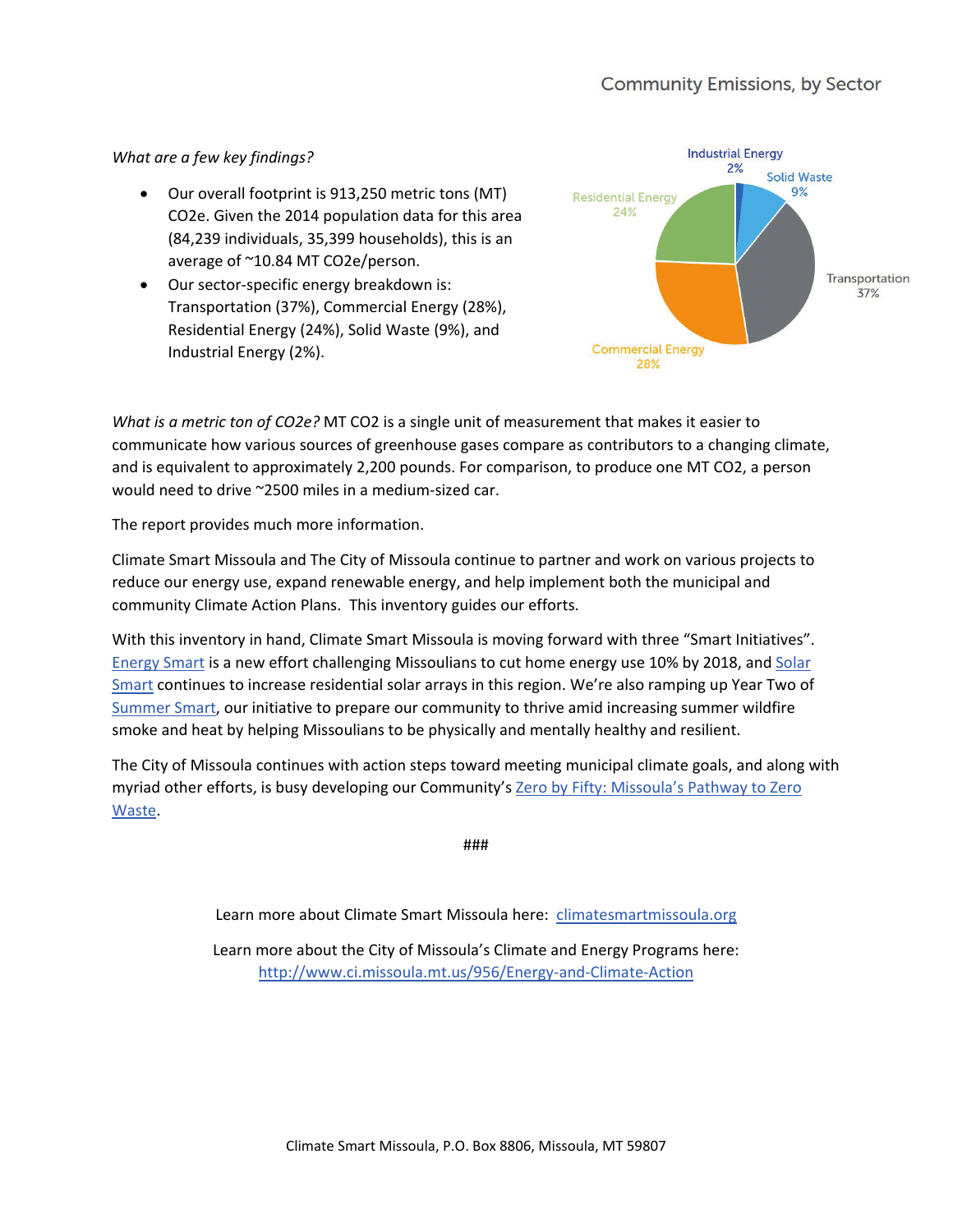## Community Emissions, by Sector

*What are a few key findings?*

- Our overall footprint is 913,250 metric tons (MT) $CO_2e$. Given the 2014 population data for this area (84,239 individuals, 35,399 households), this is an average of ~10.84 MT $CO_2e$/person.
- Our sector-specific energy breakdown is: Transportation (37%), Commercial Energy (28%), Residential Energy (24%), Solid Waste (9%), and Industrial Energy (2%).

Industrial Energy
2%
Solid Waste
9%
Residential Energy
24%
Transportation
37%
Commercial Energy
28%

*What is a metric ton of $CO_2e$?* MT $CO_2$ is a single unit of measurement that makes it easier to communicate how various sources of greenhouse gases compare as contributors to a changing climate, and is equivalent to approximately 2,200 pounds. For comparison, to produce one MT $CO_2$, a person would need to drive ~2500 miles in a medium-sized car.

The report provides much more information.

Climate Smart Missoula and The City of Missoula continue to partner and work on various projects to reduce our energy use, expand renewable energy, and help implement both the municipal and community Climate Action Plans. This inventory guides our efforts.

With this inventory in hand, Climate Smart Missoula is moving forward with three "Smart Initiatives". Energy Smart is a new effort challenging Missoulians to cut home energy use 10% by 2018, and Solar Smart continues to increase residential solar arrays in this region. We're also ramping up Year Two of Summer Smart, our initiative to prepare our community to thrive amid increasing summer wildfire smoke and heat by helping Missoulians to be physically and mentally healthy and resilient.

The City of Missoula continues with action steps toward meeting municipal climate goals, and along with myriad other efforts, is busy developing our Community's Zero by Fifty: Missoula's Pathway to Zero Waste.

###

Learn more about Climate Smart Missoula here: climatesmartmissoula.org

Learn more about the City of Missoula's Climate and Energy Programs here: http://www.ci.missoula.mt.us/956/Energy-and-Climate-Action

Climate Smart Missoula, P.O. Box 8806, Missoula, MT 59807